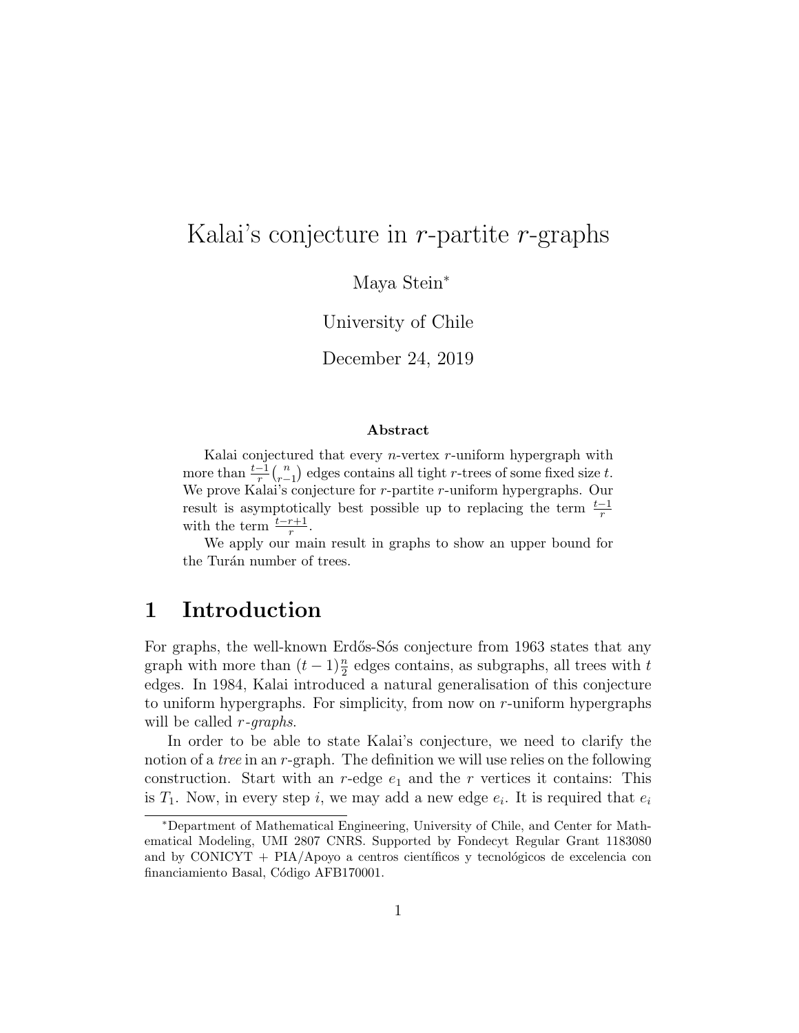# Kalai's conjecture in $r$-partite $r$-graphs

Maya Stein*

University of Chile

December 24, 2019

### Abstract

Kalai conjectured that every $n$-vertex $r$-uniform hypergraph with more than $\frac{t-1}{r}\binom{n}{r-1}$ edges contains all tight $r$-trees of some fixed size $t$. We prove Kalai's conjecture for $r$-partite $r$-uniform hypergraphs. Our result is asymptotically best possible up to replacing the term $\frac{t-1}{r}$ with the term $\frac{t-r+1}{r}$.

We apply our main result in graphs to show an upper bound for the Turán number of trees.

## 1 Introduction

For graphs, the well-known Erdős-Sós conjecture from 1963 states that any graph with more than $(t-1)\frac{n}{2}$ edges contains, as subgraphs, all trees with $t$ edges. In 1984, Kalai introduced a natural generalisation of this conjecture to uniform hypergraphs. For simplicity, from now on $r$-uniform hypergraphs will be called *$r$-graphs*.

In order to be able to state Kalai's conjecture, we need to clarify the notion of a *tree* in an $r$-graph. The definition we will use relies on the following construction. Start with an $r$-edge $e_1$ and the $r$ vertices it contains: This is $T_1$. Now, in every step $i$, we may add a new edge $e_i$. It is required that $e_i$

---

*Department of Mathematical Engineering, University of Chile, and Center for Mathematical Modeling, UMI 2807 CNRS. Supported by Fondecyt Regular Grant 1183080 and by CONICYT + PIA/Apoyo a centros científicos y tecnológicos de excelencia con financiamiento Basal, Código AFB170001.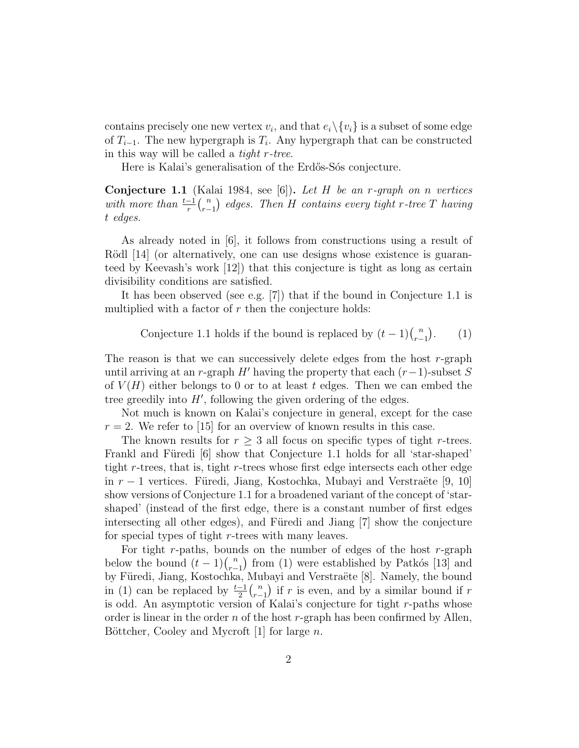contains precisely one new vertex $v_i$, and that $e_i \setminus \{v_i\}$ is a subset of some edge of $T_{i-1}$. The new hypergraph is $T_i$. Any hypergraph that can be constructed in this way will be called a *tight r-tree*.

Here is Kalai's generalisation of the Erdős-Sós conjecture.

**Conjecture 1.1** (Kalai 1984, see [6])**.** *Let $H$ be an $r$-graph on $n$ vertices with more than $\frac{t-1}{r}\binom{n}{r-1}$ edges. Then $H$ contains every tight $r$-tree $T$ having $t$ edges.*

As already noted in [6], it follows from constructions using a result of Rödl [14] (or alternatively, one can use designs whose existence is guaranteed by Keevash's work [12]) that this conjecture is tight as long as certain divisibility conditions are satisfied.

It has been observed (see e.g. [7]) that if the bound in Conjecture 1.1 is multiplied with a factor of $r$ then the conjecture holds:

$$\text{Conjecture 1.1 holds if the bound is replaced by } (t-1)\tbinom{n}{r-1}. \qquad (1)$$

The reason is that we can successively delete edges from the host $r$-graph until arriving at an $r$-graph $H'$ having the property that each $(r-1)$-subset $S$ of $V(H)$ either belongs to 0 or to at least $t$ edges. Then we can embed the tree greedily into $H'$, following the given ordering of the edges.

Not much is known on Kalai's conjecture in general, except for the case $r = 2$. We refer to [15] for an overview of known results in this case.

The known results for $r \geq 3$ all focus on specific types of tight $r$-trees. Frankl and Füredi [6] show that Conjecture 1.1 holds for all 'star-shaped' tight $r$-trees, that is, tight $r$-trees whose first edge intersects each other edge in $r-1$ vertices. Füredi, Jiang, Kostochka, Mubayi and Verstraëte [9, 10] show versions of Conjecture 1.1 for a broadened variant of the concept of 'star-shaped' (instead of the first edge, there is a constant number of first edges intersecting all other edges), and Füredi and Jiang [7] show the conjecture for special types of tight $r$-trees with many leaves.

For tight $r$-paths, bounds on the number of edges of the host $r$-graph below the bound $(t-1)\binom{n}{r-1}$ from (1) were established by Patkós [13] and by Füredi, Jiang, Kostochka, Mubayi and Verstraëte [8]. Namely, the bound in (1) can be replaced by $\frac{t-1}{2}\binom{n}{r-1}$ if $r$ is even, and by a similar bound if $r$ is odd. An asymptotic version of Kalai's conjecture for tight $r$-paths whose order is linear in the order $n$ of the host $r$-graph has been confirmed by Allen, Böttcher, Cooley and Mycroft [1] for large $n$.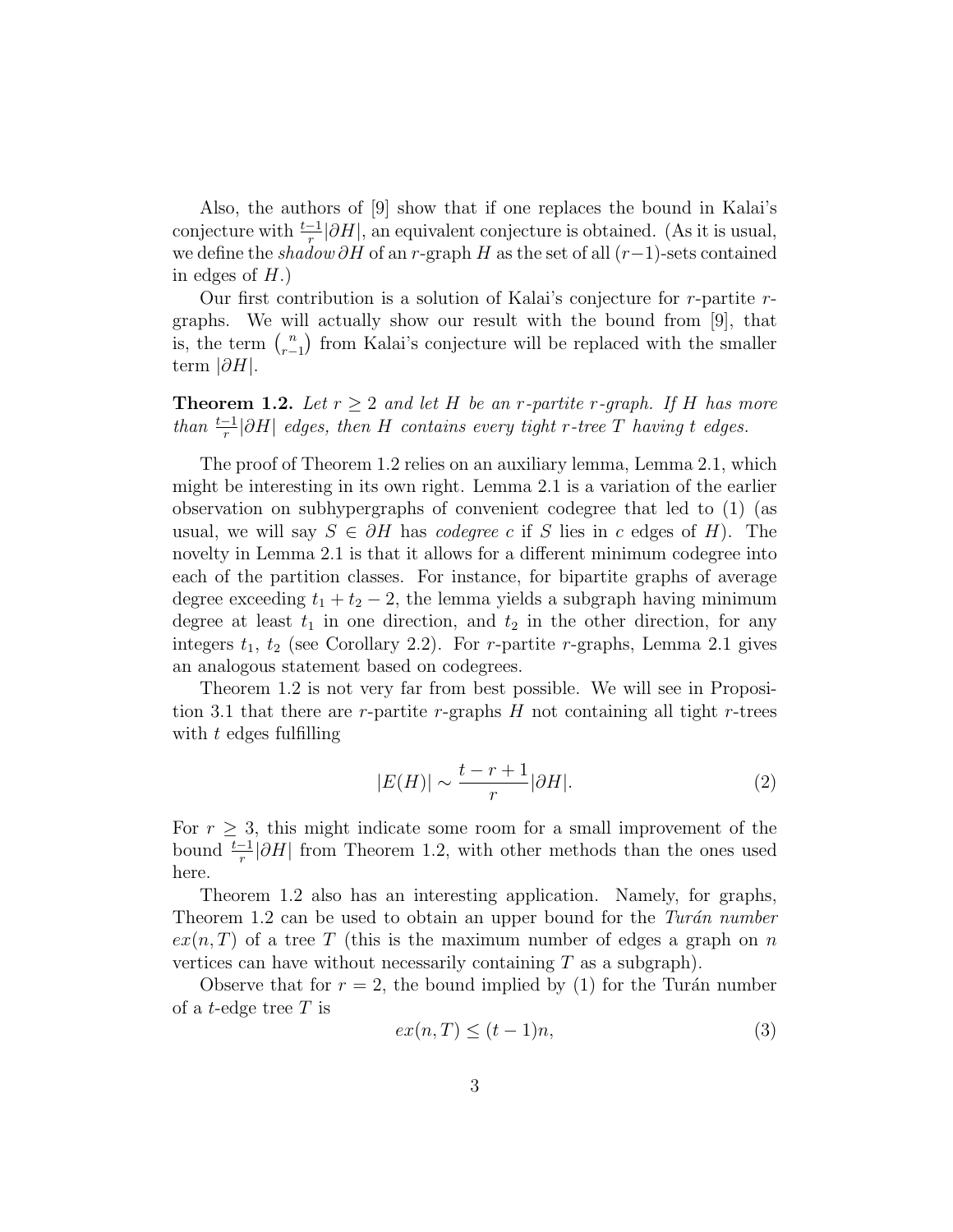Also, the authors of [9] show that if one replaces the bound in Kalai's conjecture with $\frac{t-1}{r}|\partial H|$, an equivalent conjecture is obtained. (As it is usual, we define the *shadow* $\partial H$ of an $r$-graph $H$ as the set of all $(r-1)$-sets contained in edges of $H$.)

Our first contribution is a solution of Kalai's conjecture for $r$-partite $r$-graphs. We will actually show our result with the bound from [9], that is, the term $\binom{n}{r-1}$ from Kalai's conjecture will be replaced with the smaller term $|\partial H|$.

**Theorem 1.2.** *Let $r \geq 2$ and let $H$ be an $r$-partite $r$-graph. If $H$ has more than $\frac{t-1}{r}|\partial H|$ edges, then $H$ contains every tight $r$-tree $T$ having $t$ edges.*

The proof of Theorem 1.2 relies on an auxiliary lemma, Lemma 2.1, which might be interesting in its own right. Lemma 2.1 is a variation of the earlier observation on subhypergraphs of convenient codegree that led to (1) (as usual, we will say $S \in \partial H$ has *codegree* $c$ if $S$ lies in $c$ edges of $H$). The novelty in Lemma 2.1 is that it allows for a different minimum codegree into each of the partition classes. For instance, for bipartite graphs of average degree exceeding $t_1 + t_2 - 2$, the lemma yields a subgraph having minimum degree at least $t_1$ in one direction, and $t_2$ in the other direction, for any integers $t_1$, $t_2$ (see Corollary 2.2). For $r$-partite $r$-graphs, Lemma 2.1 gives an analogous statement based on codegrees.

Theorem 1.2 is not very far from best possible. We will see in Proposition 3.1 that there are $r$-partite $r$-graphs $H$ not containing all tight $r$-trees with $t$ edges fulfilling

$$|E(H)| \sim \frac{t-r+1}{r}|\partial H|. \tag{2}$$

For $r \geq 3$, this might indicate some room for a small improvement of the bound $\frac{t-1}{r}|\partial H|$ from Theorem 1.2, with other methods than the ones used here.

Theorem 1.2 also has an interesting application. Namely, for graphs, Theorem 1.2 can be used to obtain an upper bound for the *Turán number* $ex(n, T)$ of a tree $T$ (this is the maximum number of edges a graph on $n$ vertices can have without necessarily containing $T$ as a subgraph).

Observe that for $r = 2$, the bound implied by (1) for the Turán number of a $t$-edge tree $T$ is

$$ex(n, T) \leq (t-1)n, \tag{3}$$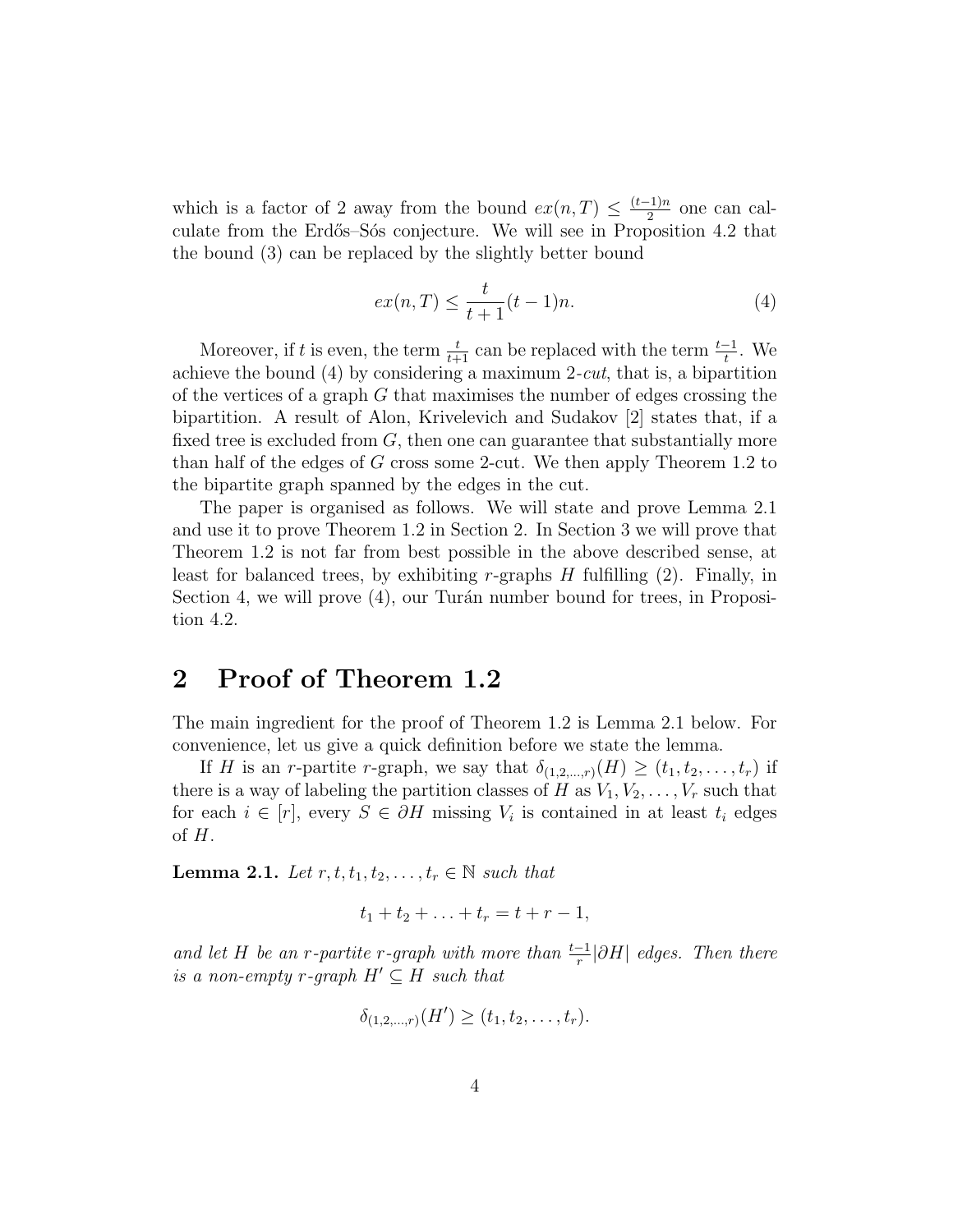which is a factor of 2 away from the bound $ex(n,T) \leq \frac{(t-1)n}{2}$ one can calculate from the Erdős–Sós conjecture. We will see in Proposition 4.2 that the bound (3) can be replaced by the slightly better bound

$$ex(n,T) \leq \frac{t}{t+1}(t-1)n. \tag{4}$$

Moreover, if $t$ is even, the term $\frac{t}{t+1}$ can be replaced with the term $\frac{t-1}{t}$. We achieve the bound (4) by considering a maximum 2-*cut*, that is, a bipartition of the vertices of a graph $G$ that maximises the number of edges crossing the bipartition. A result of Alon, Krivelevich and Sudakov [2] states that, if a fixed tree is excluded from $G$, then one can guarantee that substantially more than half of the edges of $G$ cross some 2-cut. We then apply Theorem 1.2 to the bipartite graph spanned by the edges in the cut.

The paper is organised as follows. We will state and prove Lemma 2.1 and use it to prove Theorem 1.2 in Section 2. In Section 3 we will prove that Theorem 1.2 is not far from best possible in the above described sense, at least for balanced trees, by exhibiting $r$-graphs $H$ fulfilling (2). Finally, in Section 4, we will prove (4), our Turán number bound for trees, in Proposition 4.2.

## 2 Proof of Theorem 1.2

The main ingredient for the proof of Theorem 1.2 is Lemma 2.1 below. For convenience, let us give a quick definition before we state the lemma.

If $H$ is an $r$-partite $r$-graph, we say that $\delta_{(1,2,\ldots,r)}(H) \geq (t_1, t_2, \ldots, t_r)$ if there is a way of labeling the partition classes of $H$ as $V_1, V_2, \ldots, V_r$ such that for each $i \in [r]$, every $S \in \partial H$ missing $V_i$ is contained in at least $t_i$ edges of $H$.

**Lemma 2.1.** *Let $r, t, t_1, t_2, \ldots, t_r \in \mathbb{N}$ such that*

$$t_1 + t_2 + \ldots + t_r = t + r - 1,$$

*and let $H$ be an $r$-partite $r$-graph with more than $\frac{t-1}{r}|\partial H|$ edges. Then there is a non-empty $r$-graph $H' \subseteq H$ such that*

$$\delta_{(1,2,\ldots,r)}(H') \geq (t_1, t_2, \ldots, t_r).$$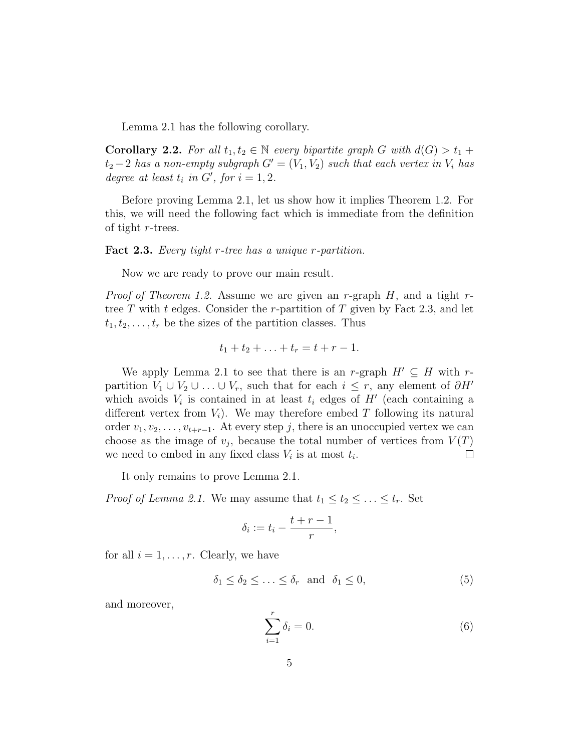Lemma 2.1 has the following corollary.

**Corollary 2.2.** *For all $t_1, t_2 \in \mathbb{N}$ every bipartite graph $G$ with $d(G) > t_1 + t_2 - 2$ has a non-empty subgraph $G' = (V_1, V_2)$ such that each vertex in $V_i$ has degree at least $t_i$ in $G'$, for $i = 1, 2$.*

Before proving Lemma 2.1, let us show how it implies Theorem 1.2. For this, we will need the following fact which is immediate from the definition of tight $r$-trees.

**Fact 2.3.** *Every tight $r$-tree has a unique $r$-partition.*

Now we are ready to prove our main result.

*Proof of Theorem 1.2.* Assume we are given an $r$-graph $H$, and a tight $r$-tree $T$ with $t$ edges. Consider the $r$-partition of $T$ given by Fact 2.3, and let $t_1, t_2, \ldots, t_r$ be the sizes of the partition classes. Thus

$$t_1 + t_2 + \ldots + t_r = t + r - 1.$$

We apply Lemma 2.1 to see that there is an $r$-graph $H' \subseteq H$ with $r$-partition $V_1 \cup V_2 \cup \ldots \cup V_r$, such that for each $i \leq r$, any element of $\partial H'$ which avoids $V_i$ is contained in at least $t_i$ edges of $H'$ (each containing a different vertex from $V_i$). We may therefore embed $T$ following its natural order $v_1, v_2, \ldots, v_{t+r-1}$. At every step $j$, there is an unoccupied vertex we can choose as the image of $v_j$, because the total number of vertices from $V(T)$ we need to embed in any fixed class $V_i$ is at most $t_i$. $\square$

It only remains to prove Lemma 2.1.

*Proof of Lemma 2.1.* We may assume that $t_1 \leq t_2 \leq \ldots \leq t_r$. Set

$$\delta_i := t_i - \frac{t + r - 1}{r},$$

for all $i = 1, \ldots, r$. Clearly, we have

$$\delta_1 \leq \delta_2 \leq \ldots \leq \delta_r \quad \text{and} \quad \delta_1 \leq 0, \tag{5}$$

and moreover,

$$\sum_{i=1}^{r} \delta_i = 0. \tag{6}$$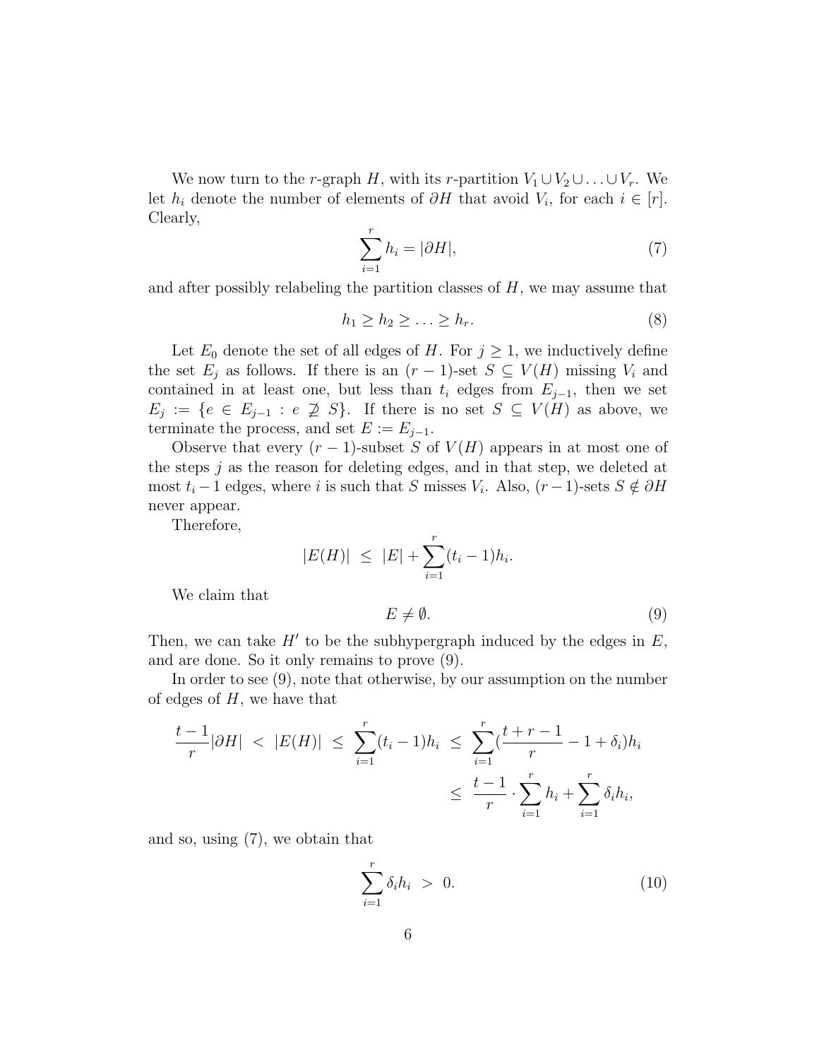We now turn to the $r$-graph $H$, with its $r$-partition $V_1 \cup V_2 \cup \ldots \cup V_r$. We let $h_i$ denote the number of elements of $\partial H$ that avoid $V_i$, for each $i \in [r]$. Clearly,

$$\sum_{i=1}^{r} h_i = |\partial H|, \tag{7}$$

and after possibly relabeling the partition classes of $H$, we may assume that

$$h_1 \geq h_2 \geq \ldots \geq h_r. \tag{8}$$

Let $E_0$ denote the set of all edges of $H$. For $j \geq 1$, we inductively define the set $E_j$ as follows. If there is an $(r-1)$-set $S \subseteq V(H)$ missing $V_i$ and contained in at least one, but less than $t_i$ edges from $E_{j-1}$, then we set $E_j := \{e \in E_{j-1} : e \not\supseteq S\}$. If there is no set $S \subseteq V(H)$ as above, we terminate the process, and set $E := E_{j-1}$.

Observe that every $(r-1)$-subset $S$ of $V(H)$ appears in at most one of the steps $j$ as the reason for deleting edges, and in that step, we deleted at most $t_i - 1$ edges, where $i$ is such that $S$ misses $V_i$. Also, $(r-1)$-sets $S \notin \partial H$ never appear.

Therefore,

$$|E(H)| \ \leq \ |E| + \sum_{i=1}^{r} (t_i - 1) h_i.$$

We claim that

$$E \neq \emptyset. \tag{9}$$

Then, we can take $H'$ to be the subhypergraph induced by the edges in $E$, and are done. So it only remains to prove (9).

In order to see (9), note that otherwise, by our assumption on the number of edges of $H$, we have that

$$\begin{aligned}
\frac{t-1}{r}|\partial H| \ < \ |E(H)| \ \leq \ \sum_{i=1}^{r}(t_i - 1)h_i \ &\leq \ \sum_{i=1}^{r}\left(\frac{t+r-1}{r} - 1 + \delta_i\right)h_i \\
&\leq \ \frac{t-1}{r} \cdot \sum_{i=1}^{r} h_i + \sum_{i=1}^{r} \delta_i h_i,
\end{aligned}$$

and so, using (7), we obtain that

$$\sum_{i=1}^{r} \delta_i h_i \ > \ 0. \tag{10}$$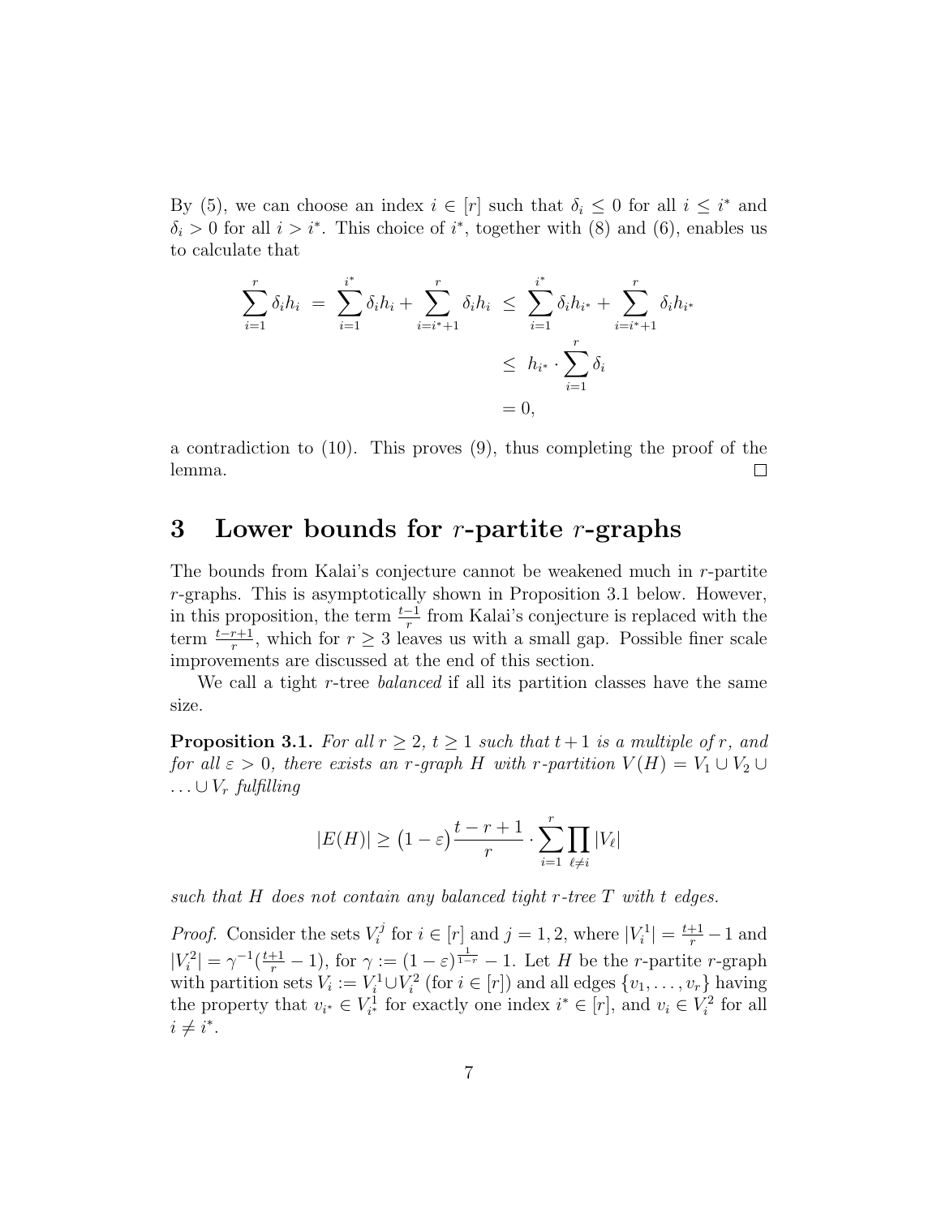By (5), we can choose an index $i \in [r]$ such that $\delta_i \leq 0$ for all $i \leq i^*$ and $\delta_i > 0$ for all $i > i^*$. This choice of $i^*$, together with (8) and (6), enables us to calculate that

$$
\begin{aligned}
\sum_{i=1}^{r} \delta_i h_i \;=\; \sum_{i=1}^{i^*} \delta_i h_i + \sum_{i=i^*+1}^{r} \delta_i h_i \;&\leq\; \sum_{i=1}^{i^*} \delta_i h_{i^*} + \sum_{i=i^*+1}^{r} \delta_i h_{i^*} \\
&\leq\; h_{i^*} \cdot \sum_{i=1}^{r} \delta_i \\
&= 0,
\end{aligned}
$$

a contradiction to (10). This proves (9), thus completing the proof of the lemma. □

# 3 Lower bounds for $r$-partite $r$-graphs

The bounds from Kalai's conjecture cannot be weakened much in $r$-partite $r$-graphs. This is asymptotically shown in Proposition 3.1 below. However, in this proposition, the term $\frac{t-1}{r}$ from Kalai's conjecture is replaced with the term $\frac{t-r+1}{r}$, which for $r \geq 3$ leaves us with a small gap. Possible finer scale improvements are discussed at the end of this section.

We call a tight $r$-tree *balanced* if all its partition classes have the same size.

**Proposition 3.1.** *For all $r \geq 2$, $t \geq 1$ such that $t+1$ is a multiple of $r$, and for all $\varepsilon > 0$, there exists an $r$-graph $H$ with $r$-partition $V(H) = V_1 \cup V_2 \cup \ldots \cup V_r$ fulfilling*

$$
|E(H)| \geq \big(1 - \varepsilon\big) \frac{t - r + 1}{r} \cdot \sum_{i=1}^{r} \prod_{\ell \neq i} |V_\ell|
$$

*such that $H$ does not contain any balanced tight $r$-tree $T$ with $t$ edges.*

*Proof.* Consider the sets $V_i^j$ for $i \in [r]$ and $j = 1, 2$, where $|V_i^1| = \frac{t+1}{r} - 1$ and $|V_i^2| = \gamma^{-1}(\frac{t+1}{r} - 1)$, for $\gamma := (1-\varepsilon)^{\frac{1}{1-r}} - 1$. Let $H$ be the $r$-partite $r$-graph with partition sets $V_i := V_i^1 \cup V_i^2$ (for $i \in [r]$) and all edges $\{v_1, \ldots, v_r\}$ having the property that $v_{i^*} \in V_{i^*}^1$ for exactly one index $i^* \in [r]$, and $v_i \in V_i^2$ for all $i \neq i^*$.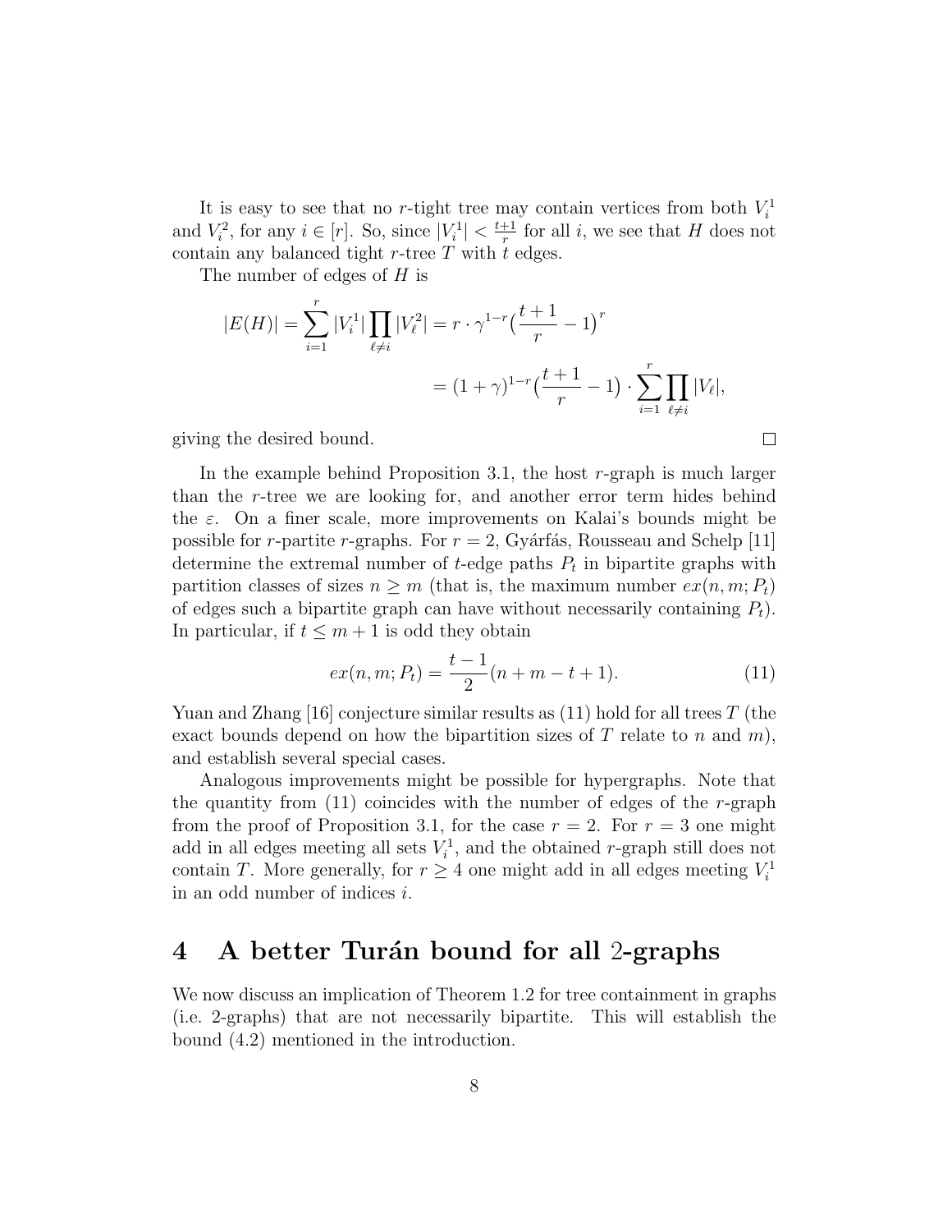It is easy to see that no $r$-tight tree may contain vertices from both $V_i^1$ and $V_i^2$, for any $i \in [r]$. So, since $|V_i^1| < \frac{t+1}{r}$ for all $i$, we see that $H$ does not contain any balanced tight $r$-tree $T$ with $t$ edges.

The number of edges of $H$ is

$$|E(H)| = \sum_{i=1}^{r} |V_i^1| \prod_{\ell \neq i} |V_\ell^2| = r \cdot \gamma^{1-r} \big( \frac{t+1}{r} - 1 \big)^r$$
$$= (1+\gamma)^{1-r} \big( \frac{t+1}{r} - 1 \big) \cdot \sum_{i=1}^{r} \prod_{\ell \neq i} |V_\ell|,$$

giving the desired bound. $\square$

In the example behind Proposition 3.1, the host $r$-graph is much larger than the $r$-tree we are looking for, and another error term hides behind the $\varepsilon$. On a finer scale, more improvements on Kalai's bounds might be possible for $r$-partite $r$-graphs. For $r = 2$, Gyárfás, Rousseau and Schelp [11] determine the extremal number of $t$-edge paths $P_t$ in bipartite graphs with partition classes of sizes $n \geq m$ (that is, the maximum number $ex(n, m; P_t)$ of edges such a bipartite graph can have without necessarily containing $P_t$). In particular, if $t \leq m + 1$ is odd they obtain

$$ex(n, m; P_t) = \frac{t-1}{2}(n + m - t + 1). \tag{11}$$

Yuan and Zhang [16] conjecture similar results as (11) hold for all trees $T$ (the exact bounds depend on how the bipartition sizes of $T$ relate to $n$ and $m$), and establish several special cases.

Analogous improvements might be possible for hypergraphs. Note that the quantity from (11) coincides with the number of edges of the $r$-graph from the proof of Proposition 3.1, for the case $r = 2$. For $r = 3$ one might add in all edges meeting all sets $V_i^1$, and the obtained $r$-graph still does not contain $T$. More generally, for $r \geq 4$ one might add in all edges meeting $V_i^1$ in an odd number of indices $i$.

# 4 A better Turán bound for all 2-graphs

We now discuss an implication of Theorem 1.2 for tree containment in graphs (i.e. 2-graphs) that are not necessarily bipartite. This will establish the bound (4.2) mentioned in the introduction.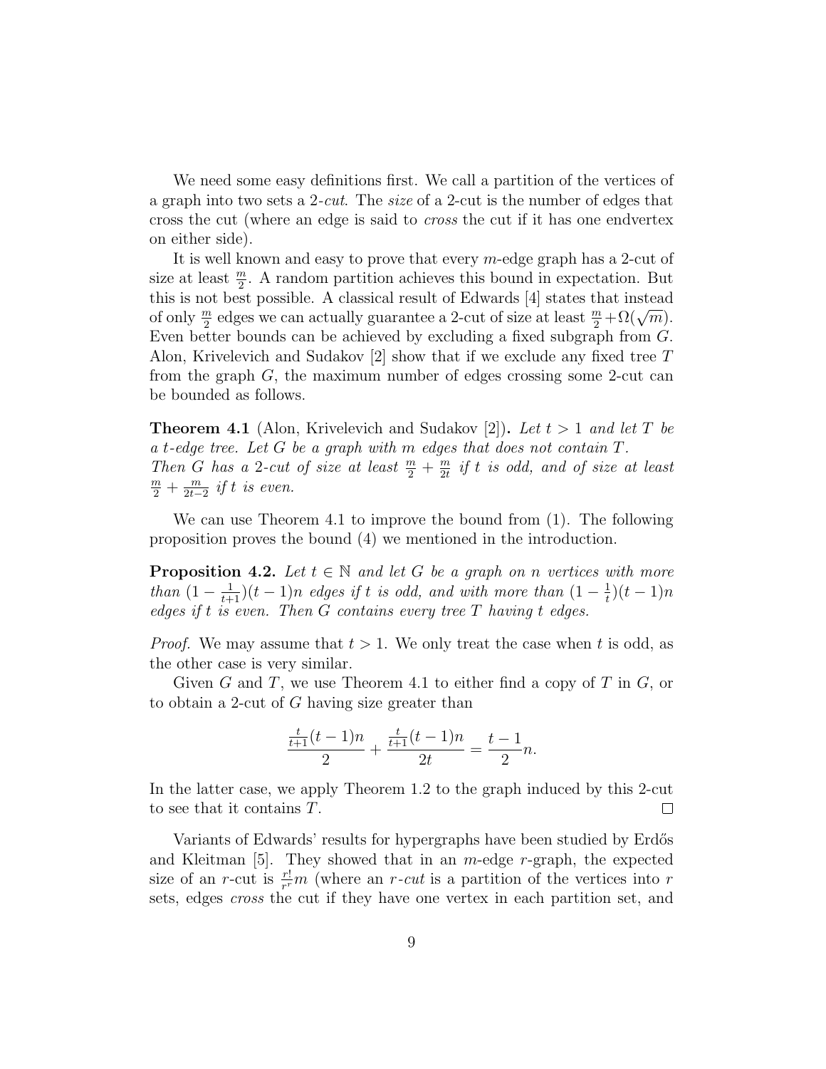We need some easy definitions first. We call a partition of the vertices of a graph into two sets a 2-*cut*. The *size* of a 2-cut is the number of edges that cross the cut (where an edge is said to *cross* the cut if it has one endvertex on either side).

It is well known and easy to prove that every $m$-edge graph has a 2-cut of size at least $\frac{m}{2}$. A random partition achieves this bound in expectation. But this is not best possible. A classical result of Edwards [4] states that instead of only $\frac{m}{2}$ edges we can actually guarantee a 2-cut of size at least $\frac{m}{2}+\Omega(\sqrt{m})$. Even better bounds can be achieved by excluding a fixed subgraph from $G$. Alon, Krivelevich and Sudakov [2] show that if we exclude any fixed tree $T$ from the graph $G$, the maximum number of edges crossing some 2-cut can be bounded as follows.

**Theorem 4.1** (Alon, Krivelevich and Sudakov [2])**.** *Let $t > 1$ and let $T$ be a $t$-edge tree. Let $G$ be a graph with $m$ edges that does not contain $T$.*
*Then $G$ has a 2-cut of size at least $\frac{m}{2} + \frac{m}{2t}$ if $t$ is odd, and of size at least $\frac{m}{2} + \frac{m}{2t-2}$ if $t$ is even.*

We can use Theorem 4.1 to improve the bound from (1). The following proposition proves the bound (4) we mentioned in the introduction.

**Proposition 4.2.** *Let $t \in \mathbb{N}$ and let $G$ be a graph on $n$ vertices with more than $(1 - \frac{1}{t+1})(t-1)n$ edges if $t$ is odd, and with more than $(1 - \frac{1}{t})(t-1)n$ edges if $t$ is even. Then $G$ contains every tree $T$ having $t$ edges.*

*Proof.* We may assume that $t > 1$. We only treat the case when $t$ is odd, as the other case is very similar.

Given $G$ and $T$, we use Theorem 4.1 to either find a copy of $T$ in $G$, or to obtain a 2-cut of $G$ having size greater than

$$\frac{\frac{t}{t+1}(t-1)n}{2} + \frac{\frac{t}{t+1}(t-1)n}{2t} = \frac{t-1}{2}n.$$

In the latter case, we apply Theorem 1.2 to the graph induced by this 2-cut to see that it contains $T$. $\square$

Variants of Edwards' results for hypergraphs have been studied by Erdős and Kleitman [5]. They showed that in an $m$-edge $r$-graph, the expected size of an $r$-cut is $\frac{r!}{r^r}m$ (where an $r$-*cut* is a partition of the vertices into $r$ sets, edges *cross* the cut if they have one vertex in each partition set, and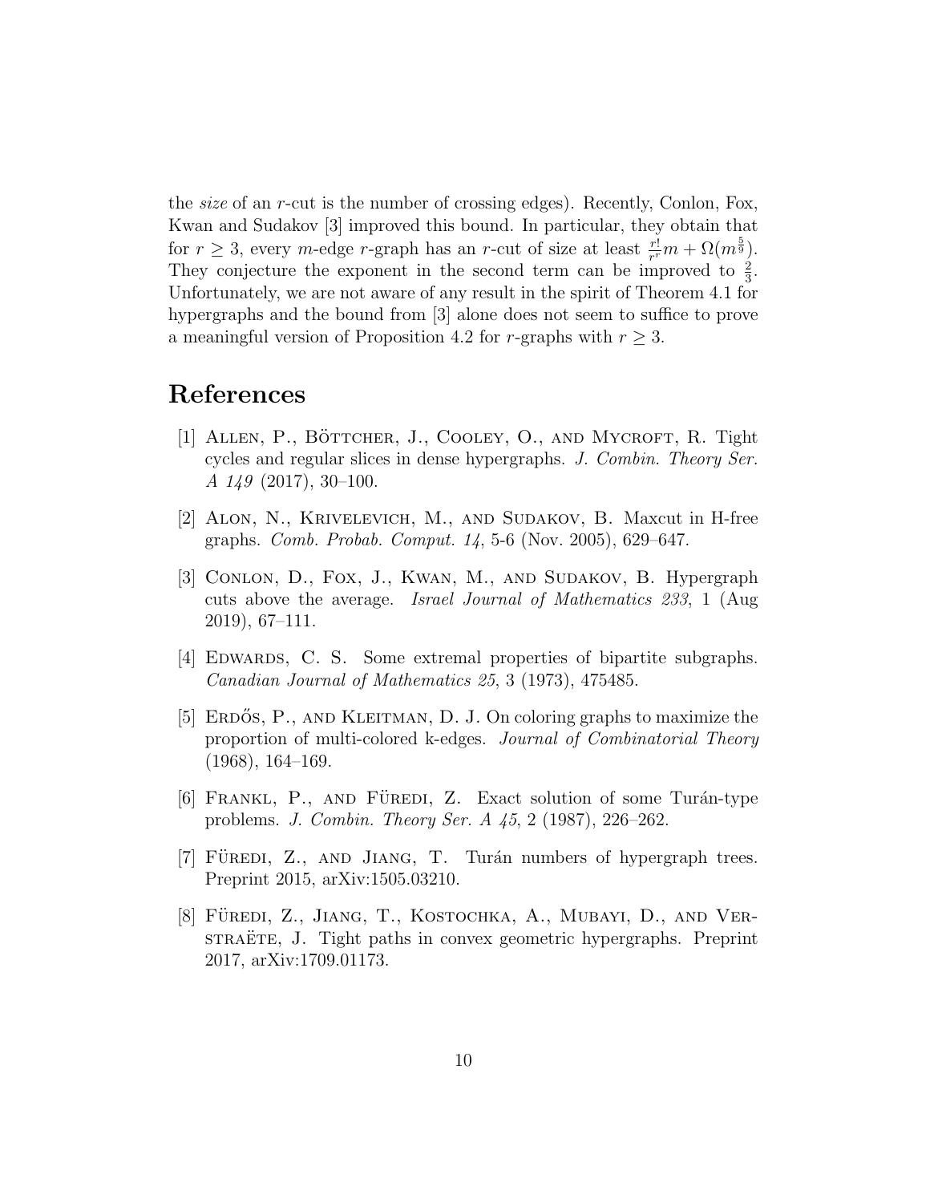the *size* of an $r$-cut is the number of crossing edges). Recently, Conlon, Fox, Kwan and Sudakov [3] improved this bound. In particular, they obtain that for $r \geq 3$, every $m$-edge $r$-graph has an $r$-cut of size at least $\frac{r!}{r^r}m + \Omega(m^{\frac{5}{9}})$. They conjecture the exponent in the second term can be improved to $\frac{2}{3}$. Unfortunately, we are not aware of any result in the spirit of Theorem 4.1 for hypergraphs and the bound from [3] alone does not seem to suffice to prove a meaningful version of Proposition 4.2 for $r$-graphs with $r \geq 3$.

# References

[1] Allen, P., Böttcher, J., Cooley, O., and Mycroft, R. Tight cycles and regular slices in dense hypergraphs. *J. Combin. Theory Ser. A 149* (2017), 30–100.

[2] Alon, N., Krivelevich, M., and Sudakov, B. Maxcut in H-free graphs. *Comb. Probab. Comput. 14*, 5-6 (Nov. 2005), 629–647.

[3] Conlon, D., Fox, J., Kwan, M., and Sudakov, B. Hypergraph cuts above the average. *Israel Journal of Mathematics 233*, 1 (Aug 2019), 67–111.

[4] Edwards, C. S. Some extremal properties of bipartite subgraphs. *Canadian Journal of Mathematics 25*, 3 (1973), 475485.

[5] Erdős, P., and Kleitman, D. J. On coloring graphs to maximize the proportion of multi-colored k-edges. *Journal of Combinatorial Theory* (1968), 164–169.

[6] Frankl, P., and Füredi, Z. Exact solution of some Turán-type problems. *J. Combin. Theory Ser. A 45*, 2 (1987), 226–262.

[7] Füredi, Z., and Jiang, T. Turán numbers of hypergraph trees. Preprint 2015, arXiv:1505.03210.

[8] Füredi, Z., Jiang, T., Kostochka, A., Mubayi, D., and Verstraëte, J. Tight paths in convex geometric hypergraphs. Preprint 2017, arXiv:1709.01173.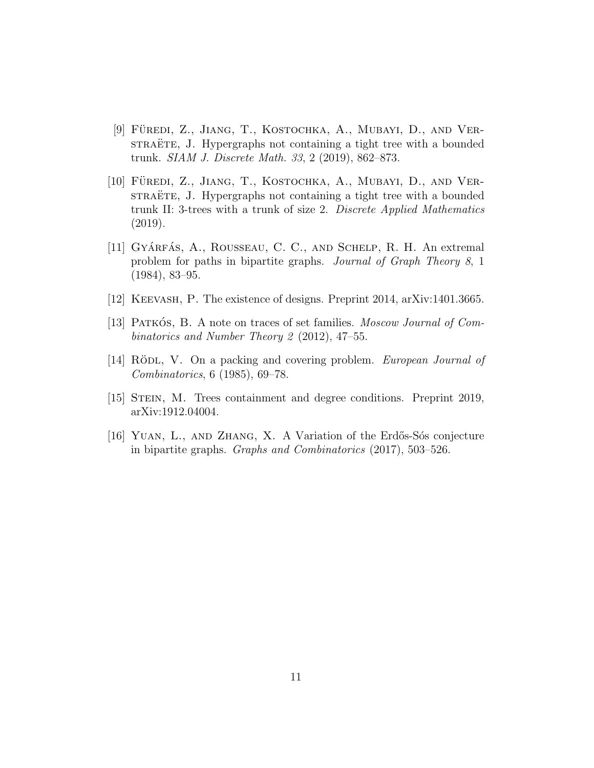[9] Füredi, Z., Jiang, T., Kostochka, A., Mubayi, D., and Verstraëte, J. Hypergraphs not containing a tight tree with a bounded trunk. *SIAM J. Discrete Math. 33*, 2 (2019), 862–873.

[10] Füredi, Z., Jiang, T., Kostochka, A., Mubayi, D., and Verstraëte, J. Hypergraphs not containing a tight tree with a bounded trunk II: 3-trees with a trunk of size 2. *Discrete Applied Mathematics* (2019).

[11] Gyárfás, A., Rousseau, C. C., and Schelp, R. H. An extremal problem for paths in bipartite graphs. *Journal of Graph Theory 8*, 1 (1984), 83–95.

[12] Keevash, P. The existence of designs. Preprint 2014, arXiv:1401.3665.

[13] Patkós, B. A note on traces of set families. *Moscow Journal of Combinatorics and Number Theory 2* (2012), 47–55.

[14] Rödl, V. On a packing and covering problem. *European Journal of Combinatorics*, 6 (1985), 69–78.

[15] Stein, M. Trees containment and degree conditions. Preprint 2019, arXiv:1912.04004.

[16] Yuan, L., and Zhang, X. A Variation of the Erdős-Sós conjecture in bipartite graphs. *Graphs and Combinatorics* (2017), 503–526.